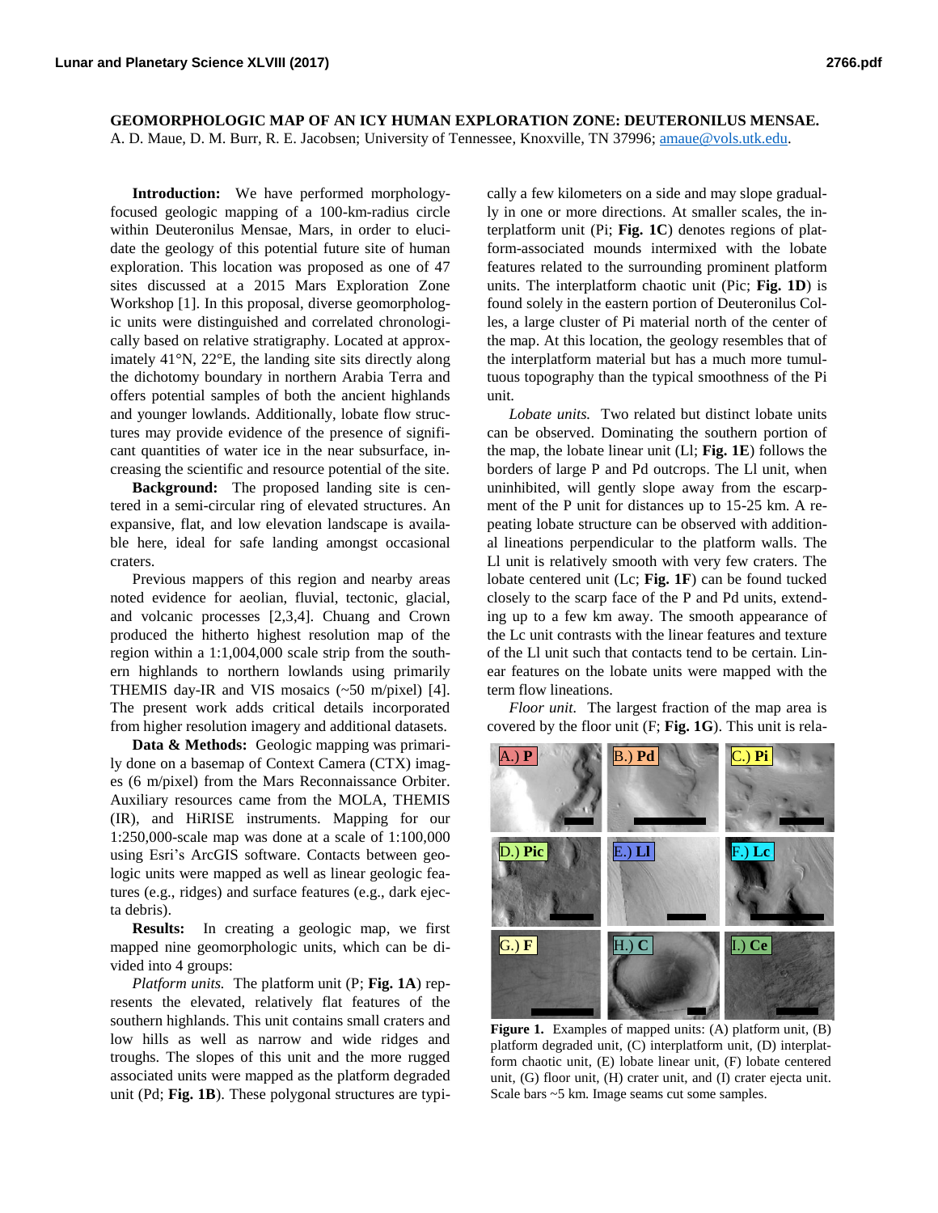# GEOMORPHOLOGIC MAP OF AN ICY HUMAN EXPLORATION ZONE: DEUTERONILUS MENSAE.

A. D. Maue, D. M. Burr, R. E. Jacobsen; University of Tennessee, Knoxville, TN 37996; amaue@vols.utk.edu.

**Introduction:** We have performed morphology-focused geologic mapping of a 100-km-radius circle within Deuteronilus Mensae, Mars, in order to elucidate the geology of this potential future site of human exploration. This location was proposed as one of 47 sites discussed at a 2015 Mars Exploration Zone Workshop [1]. In this proposal, diverse geomorphologic units were distinguished and correlated chronologically based on relative stratigraphy. Located at approximately 41°N, 22°E, the landing site sits directly along the dichotomy boundary in northern Arabia Terra and offers potential samples of both the ancient highlands and younger lowlands. Additionally, lobate flow structures may provide evidence of the presence of significant quantities of water ice in the near subsurface, increasing the scientific and resource potential of the site.

**Background:** The proposed landing site is centered in a semi-circular ring of elevated structures. An expansive, flat, and low elevation landscape is available here, ideal for safe landing amongst occasional craters.

Previous mappers of this region and nearby areas noted evidence for aeolian, fluvial, tectonic, glacial, and volcanic processes [2,3,4]. Chuang and Crown produced the hitherto highest resolution map of the region within a 1:1,004,000 scale strip from the southern highlands to northern lowlands using primarily THEMIS day-IR and VIS mosaics (~50 m/pixel) [4]. The present work adds critical details incorporated from higher resolution imagery and additional datasets.

**Data & Methods:** Geologic mapping was primarily done on a basemap of Context Camera (CTX) images (6 m/pixel) from the Mars Reconnaissance Orbiter. Auxiliary resources came from the MOLA, THEMIS (IR), and HiRISE instruments. Mapping for our 1:250,000-scale map was done at a scale of 1:100,000 using Esri's ArcGIS software. Contacts between geologic units were mapped as well as linear geologic features (e.g., ridges) and surface features (e.g., dark ejecta debris).

**Results:** In creating a geologic map, we first mapped nine geomorphologic units, which can be divided into 4 groups:

*Platform units.* The platform unit (P; **Fig. 1A**) represents the elevated, relatively flat features of the southern highlands. This unit contains small craters and low hills as well as narrow and wide ridges and troughs. The slopes of this unit and the more rugged associated units were mapped as the platform degraded unit (Pd; **Fig. 1B**). These polygonal structures are typically a few kilometers on a side and may slope gradually in one or more directions. At smaller scales, the interplatform unit (Pi; **Fig. 1C**) denotes regions of platform-associated mounds intermixed with the lobate features related to the surrounding prominent platform units. The interplatform chaotic unit (Pic; **Fig. 1D**) is found solely in the eastern portion of Deuteronilus Colles, a large cluster of Pi material north of the center of the map. At this location, the geology resembles that of the interplatform material but has a much more tumultuous topography than the typical smoothness of the Pi unit.

*Lobate units.* Two related but distinct lobate units can be observed. Dominating the southern portion of the map, the lobate linear unit (Ll; **Fig. 1E**) follows the borders of large P and Pd outcrops. The Ll unit, when uninhibited, will gently slope away from the escarpment of the P unit for distances up to 15-25 km. A repeating lobate structure can be observed with additional lineations perpendicular to the platform walls. The Ll unit is relatively smooth with very few craters. The lobate centered unit (Lc; **Fig. 1F**) can be found tucked closely to the scarp face of the P and Pd units, extending up to a few km away. The smooth appearance of the Lc unit contrasts with the linear features and texture of the Ll unit such that contacts tend to be certain. Linear features on the lobate units were mapped with the term flow lineations.

*Floor unit.* The largest fraction of the map area is covered by the floor unit (F; **Fig. 1G**). This unit is rela-

**Figure 1.** Examples of mapped units: (A) platform unit, (B) platform degraded unit, (C) interplatform unit, (D) interplatform chaotic unit, (E) lobate linear unit, (F) lobate centered unit, (G) floor unit, (H) crater unit, and (I) crater ejecta unit. Scale bars ~5 km. Image seams cut some samples.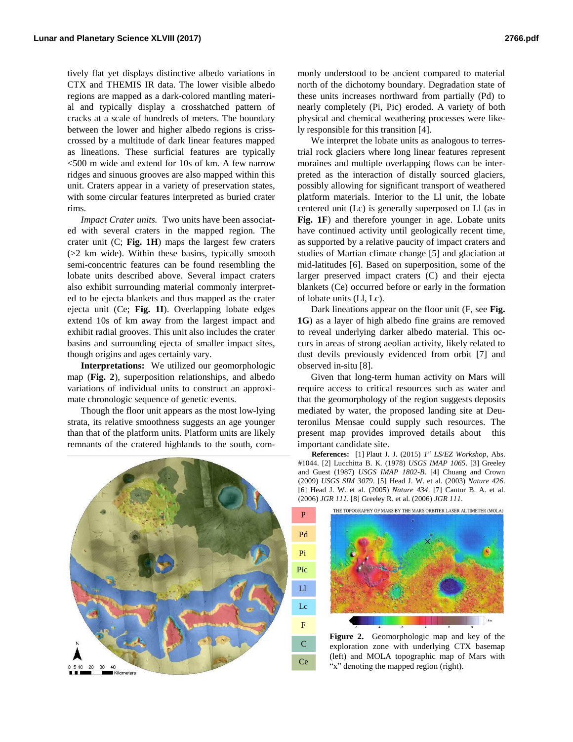tively flat yet displays distinctive albedo variations in CTX and THEMIS IR data. The lower visible albedo regions are mapped as a dark-colored mantling material and typically display a crosshatched pattern of cracks at a scale of hundreds of meters. The boundary between the lower and higher albedo regions is crisscrossed by a multitude of dark linear features mapped as lineations. These surficial features are typically <500 m wide and extend for 10s of km. A few narrow ridges and sinuous grooves are also mapped within this unit. Craters appear in a variety of preservation states, with some circular features interpreted as buried crater rims.

*Impact Crater units.* Two units have been associated with several craters in the mapped region. The crater unit (C; **Fig. 1H**) maps the largest few craters (>2 km wide). Within these basins, typically smooth semi-concentric features can be found resembling the lobate units described above. Several impact craters also exhibit surrounding material commonly interpreted to be ejecta blankets and thus mapped as the crater ejecta unit (Ce; **Fig. 1I**). Overlapping lobate edges extend 10s of km away from the largest impact and exhibit radial grooves. This unit also includes the crater basins and surrounding ejecta of smaller impact sites, though origins and ages certainly vary.

**Interpretations:** We utilized our geomorphologic map (**Fig. 2**), superposition relationships, and albedo variations of individual units to construct an approximate chronologic sequence of genetic events.

Though the floor unit appears as the most low-lying strata, its relative smoothness suggests an age younger than that of the platform units. Platform units are likely remnants of the cratered highlands to the south, commonly understood to be ancient compared to material north of the dichotomy boundary. Degradation state of these units increases northward from partially (Pd) to nearly completely (Pi, Pic) eroded. A variety of both physical and chemical weathering processes were likely responsible for this transition [4].

We interpret the lobate units as analogous to terrestrial rock glaciers where long linear features represent moraines and multiple overlapping flows can be interpreted as the interaction of distally sourced glaciers, possibly allowing for significant transport of weathered platform materials. Interior to the Ll unit, the lobate centered unit (Lc) is generally superposed on Ll (as in **Fig. 1F**) and therefore younger in age. Lobate units have continued activity until geologically recent time, as supported by a relative paucity of impact craters and studies of Martian climate change [5] and glaciation at mid-latitudes [6]. Based on superposition, some of the larger preserved impact craters (C) and their ejecta blankets (Ce) occurred before or early in the formation of lobate units (Ll, Lc).

Dark lineations appear on the floor unit (F, see **Fig. 1G**) as a layer of high albedo fine grains are removed to reveal underlying darker albedo material. This occurs in areas of strong aeolian activity, likely related to dust devils previously evidenced from orbit [7] and observed in-situ [8].

Given that long-term human activity on Mars will require access to critical resources such as water and that the geomorphology of the region suggests deposits mediated by water, the proposed landing site at Deuteronilus Mensae could supply such resources. The present map provides improved details about this important candidate site.

**References:** [1] Plaut J. J. (2015) *1st LS/EZ Workshop*, Abs. #1044. [2] Lucchitta B. K. (1978) *USGS IMAP 1065*. [3] Greeley and Guest (1987) *USGS IMAP 1802-B*. [4] Chuang and Crown (2009) *USGS SIM 3079*. [5] Head J. W. et al. (2003) *Nature 426*. [6] Head J. W. et al. (2005) *Nature 434*. [7] Cantor B. A. et al. (2006) *JGR 111*. [8] Greeley R. et al. (2006) *JGR 111*.

N

0 5 10 20 30 40 Kilometers

P
Pd
Pi
Pic
Ll
Lc
F
C
Ce

THE TOPOGRAPHY OF MARS BY THE MARS ORBITER LASER ALTIMETER (MOLA)

**Figure 2.** Geomorphologic map and key of the exploration zone with underlying CTX basemap (left) and MOLA topographic map of Mars with "x" denoting the mapped region (right).